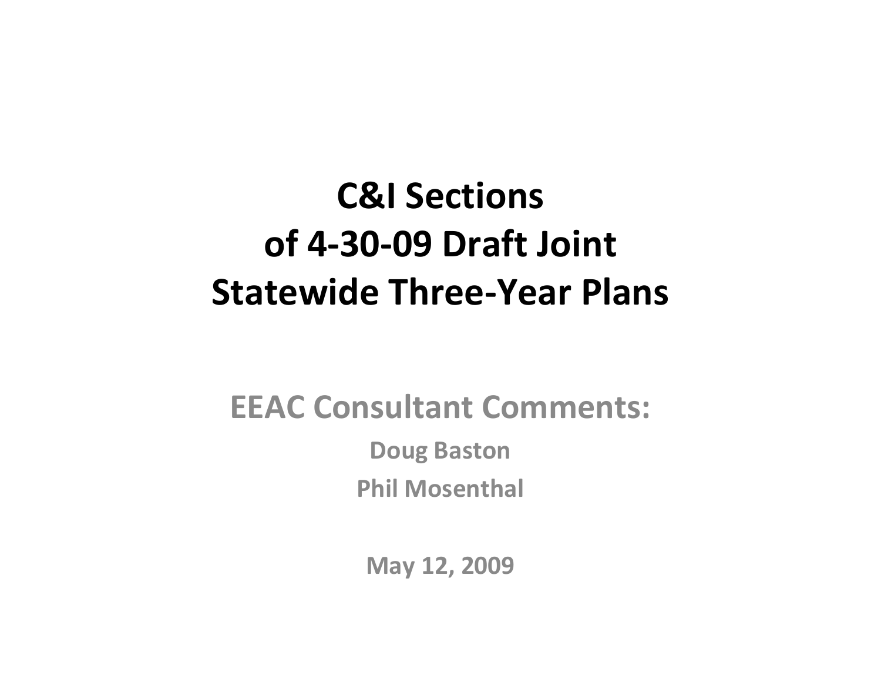# C&I Sections of 4-30-09 Draft Joint Statewide Three-Year Plans

## EEAC Consultant Comments:

**Doug Baston**

**Phil Mosenthal**

**May 12, 2009**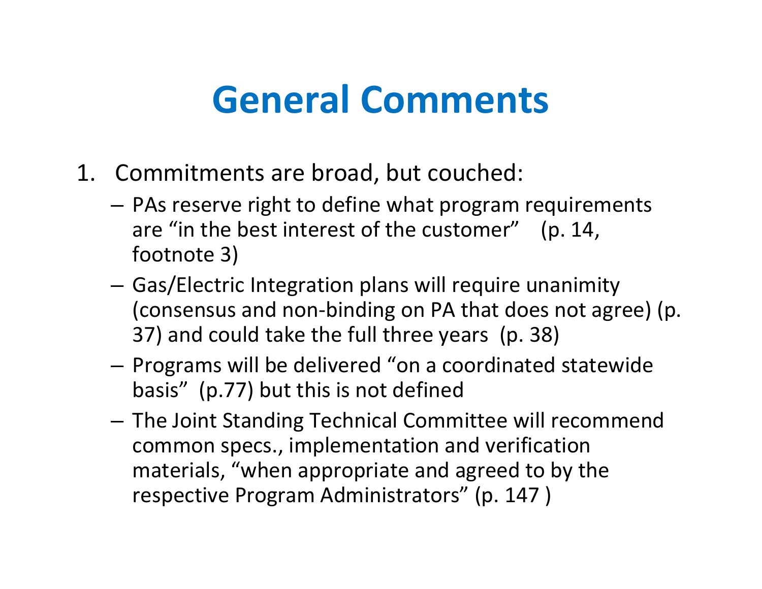# General Comments

1. Commitments are broad, but couched:
   - PAs reserve right to define what program requirements are "in the best interest of the customer" (p. 14, footnote 3)
   - Gas/Electric Integration plans will require unanimity (consensus and non-binding on PA that does not agree) (p. 37) and could take the full three years (p. 38)
   - Programs will be delivered "on a coordinated statewide basis" (p.77) but this is not defined
   - The Joint Standing Technical Committee will recommend common specs., implementation and verification materials, "when appropriate and agreed to by the respective Program Administrators" (p. 147 )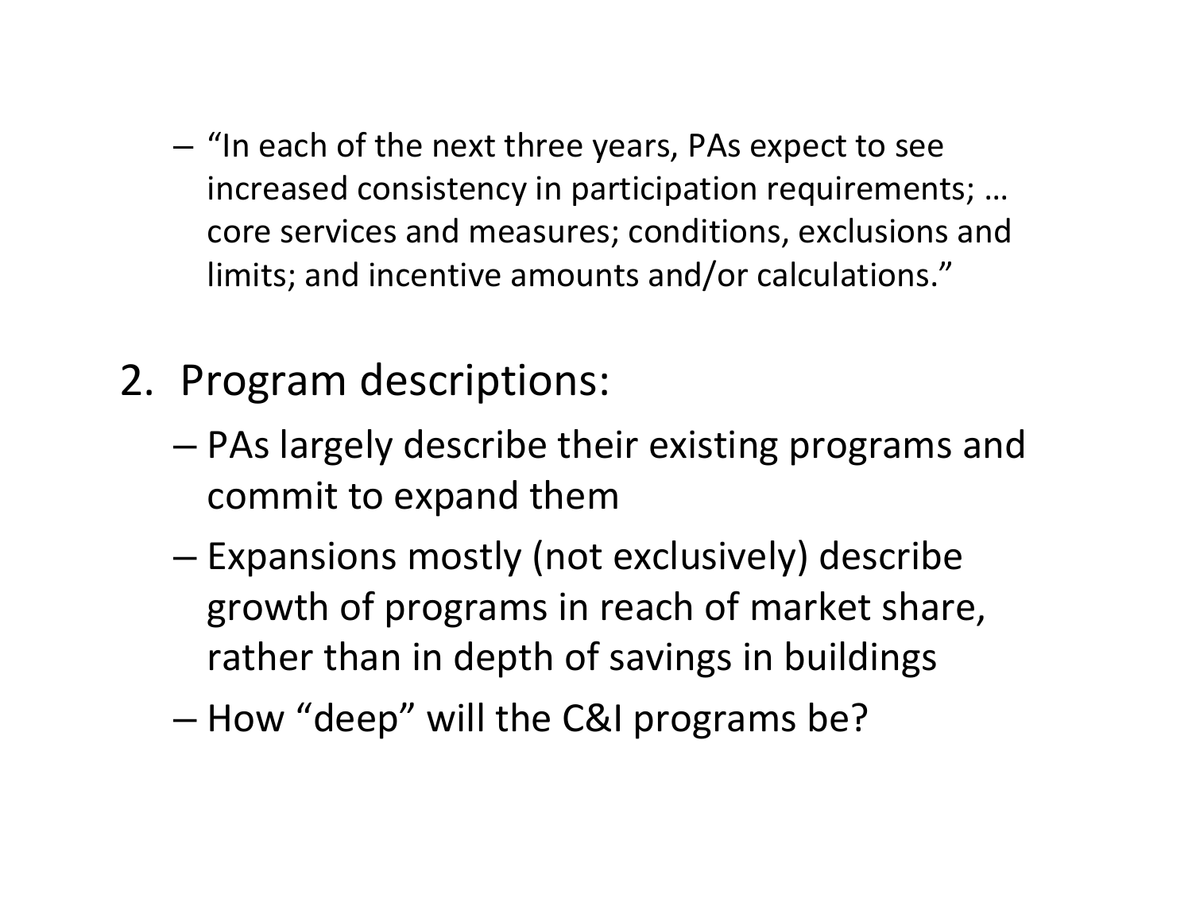- "In each of the next three years, PAs expect to see increased consistency in participation requirements; … core services and measures; conditions, exclusions and limits; and incentive amounts and/or calculations."

2. Program descriptions:
   - PAs largely describe their existing programs and commit to expand them
   - Expansions mostly (not exclusively) describe growth of programs in reach of market share, rather than in depth of savings in buildings
   - How "deep" will the C&I programs be?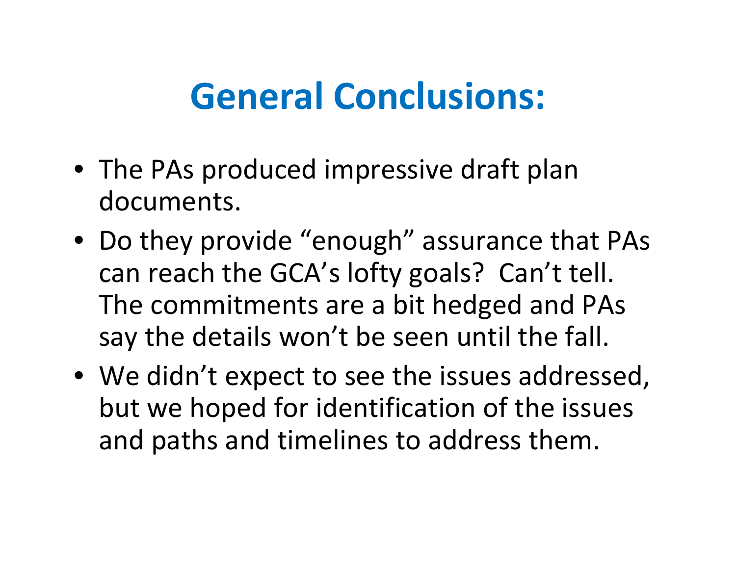# General Conclusions:

- The PAs produced impressive draft plan documents.
- Do they provide “enough” assurance that PAs can reach the GCA’s lofty goals? Can’t tell. The commitments are a bit hedged and PAs say the details won’t be seen until the fall.
- We didn’t expect to see the issues addressed, but we hoped for identification of the issues and paths and timelines to address them.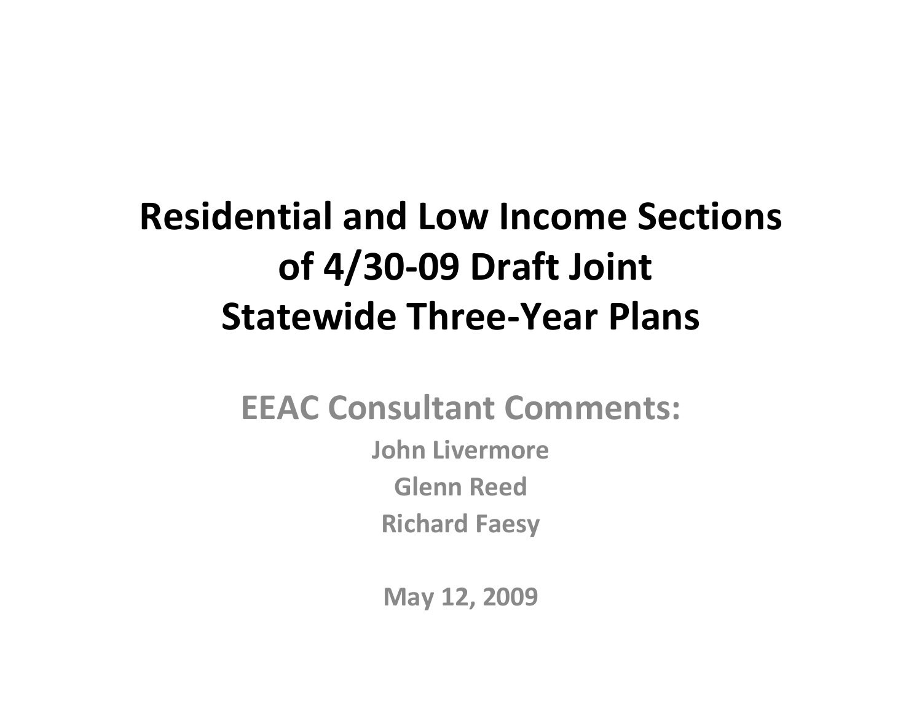# Residential and Low Income Sections of 4/30-09 Draft Joint Statewide Three-Year Plans

## EEAC Consultant Comments:

**John Livermore**

**Glenn Reed**

**Richard Faesy**

**May 12, 2009**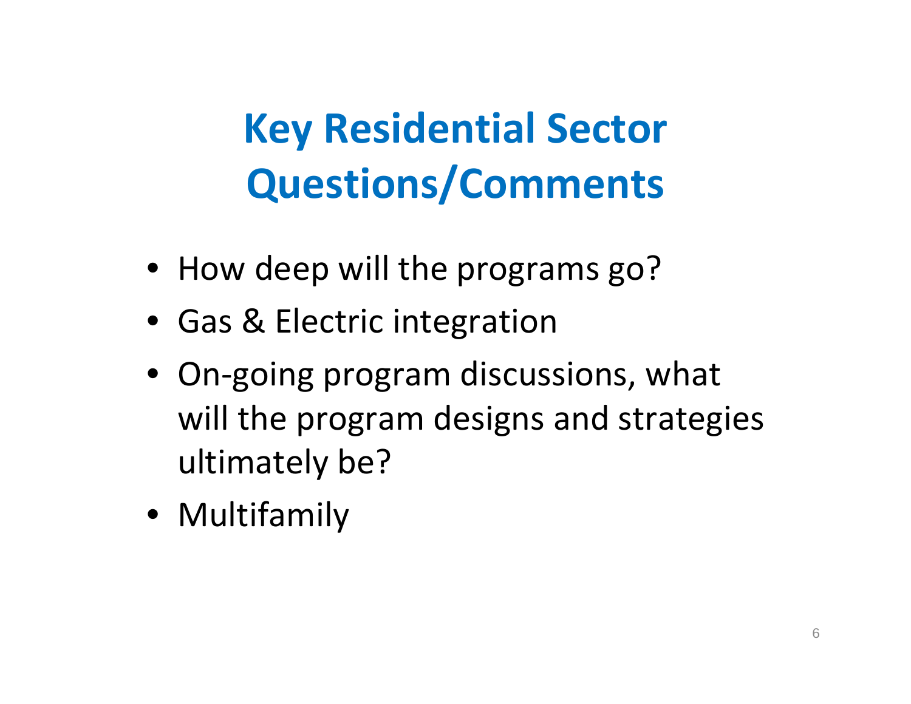# Key Residential Sector Questions/Comments

- How deep will the programs go?
- Gas & Electric integration
- On-going program discussions, what will the program designs and strategies ultimately be?
- Multifamily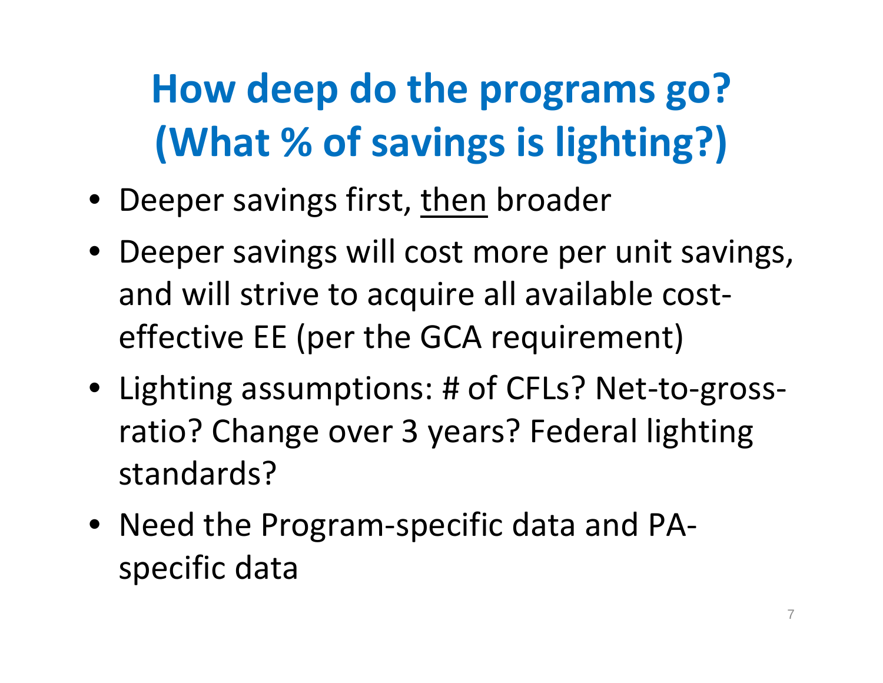# How deep do the programs go? (What % of savings is lighting?)

- Deeper savings first, <u>then</u> broader
- Deeper savings will cost more per unit savings, and will strive to acquire all available cost-effective EE (per the GCA requirement)
- Lighting assumptions: # of CFLs? Net-to-gross-ratio? Change over 3 years? Federal lighting standards?
- Need the Program-specific data and PA-specific data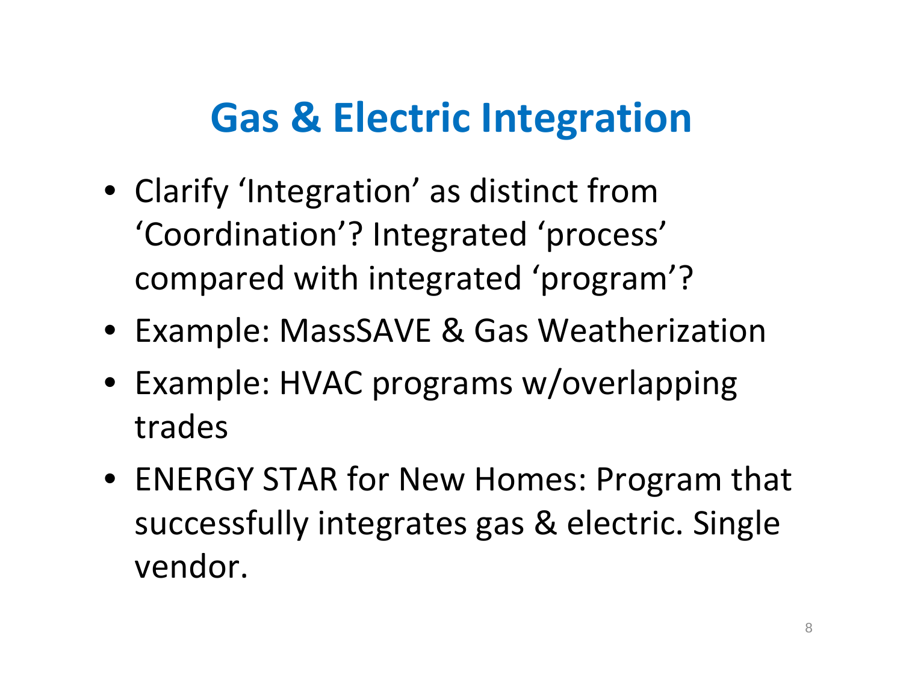# Gas & Electric Integration

- Clarify 'Integration' as distinct from 'Coordination'? Integrated 'process' compared with integrated 'program'?
- Example: MassSAVE & Gas Weatherization
- Example: HVAC programs w/overlapping trades
- ENERGY STAR for New Homes: Program that successfully integrates gas & electric. Single vendor.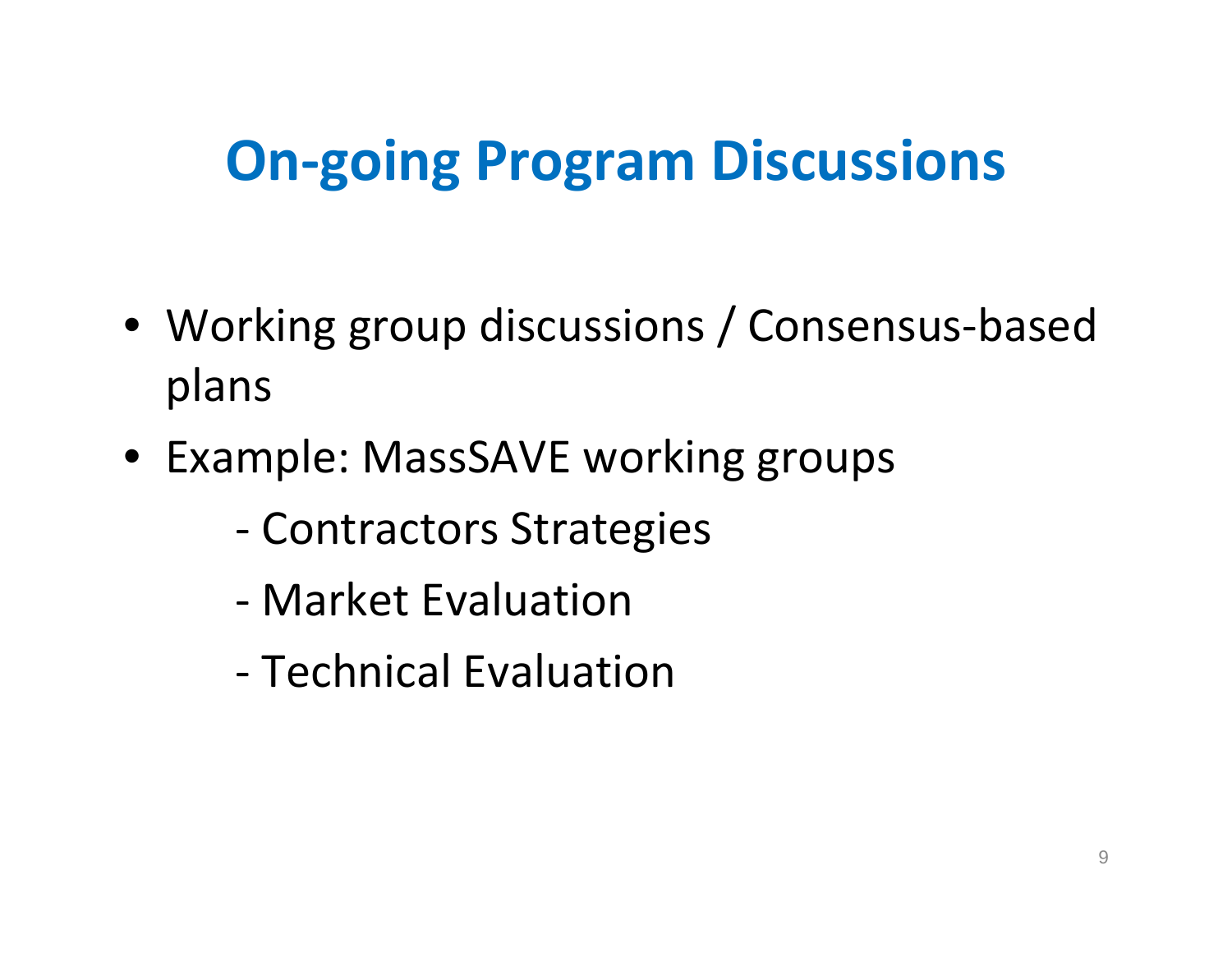# On-going Program Discussions

- Working group discussions / Consensus-based plans
- Example: MassSAVE working groups
  - Contractors Strategies
  - Market Evaluation
  - Technical Evaluation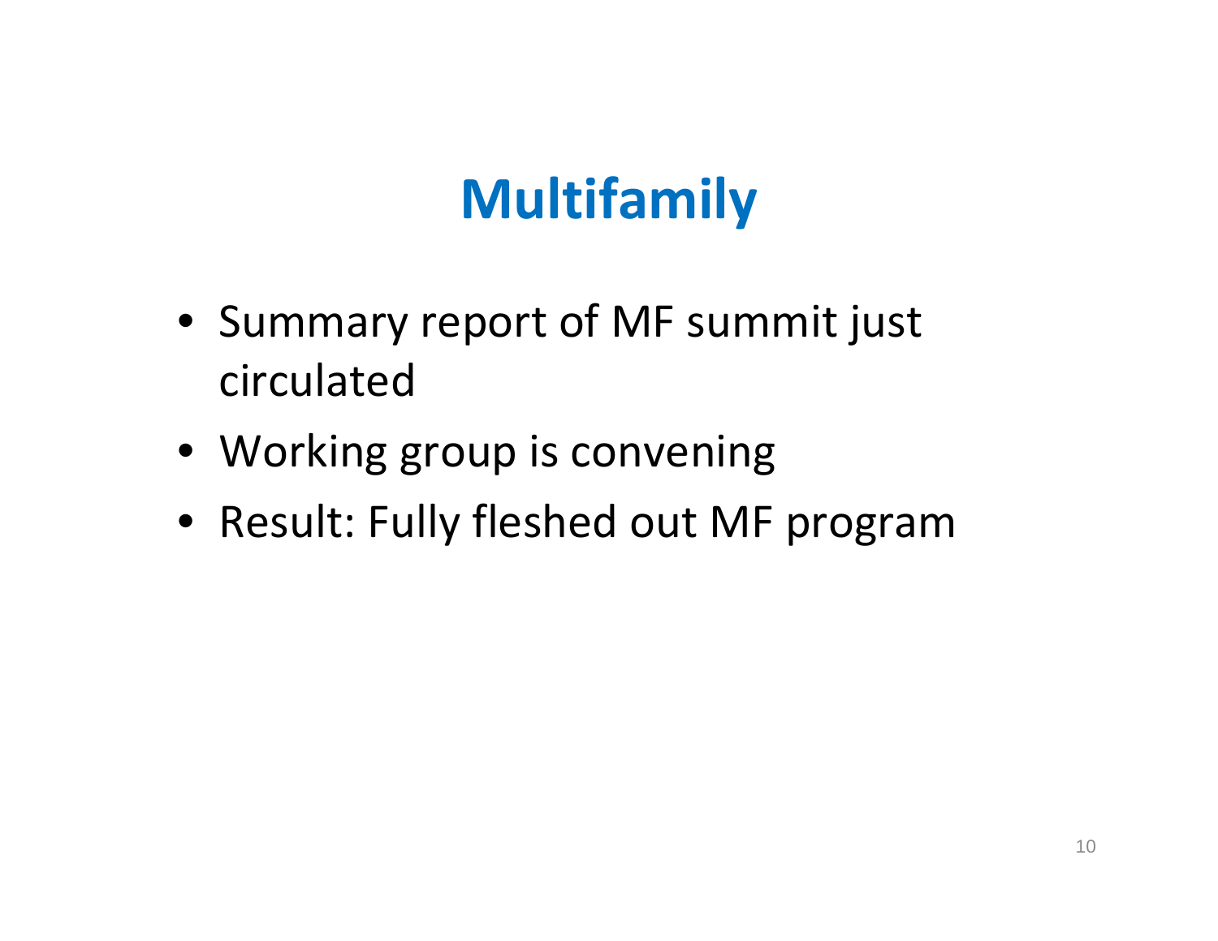# Multifamily

- Summary report of MF summit just circulated
- Working group is convening
- Result: Fully fleshed out MF program